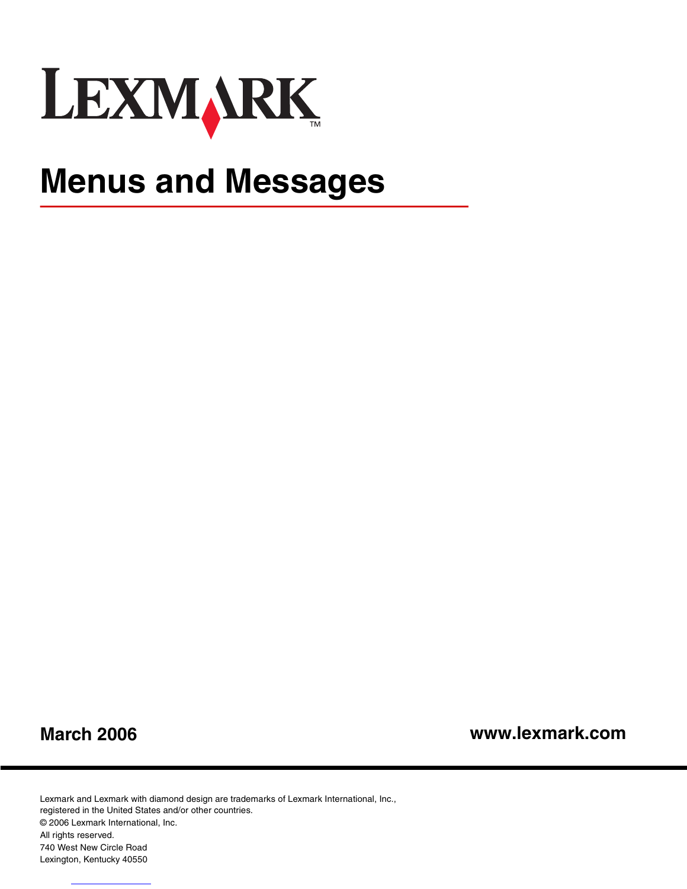LEXMARK™

# Menus and Messages

**March 2006** **www.lexmark.com**

Lexmark and Lexmark with diamond design are trademarks of Lexmark International, Inc., registered in the United States and/or other countries.

© 2006 Lexmark International, Inc.

All rights reserved.

740 West New Circle Road

Lexington, Kentucky 40550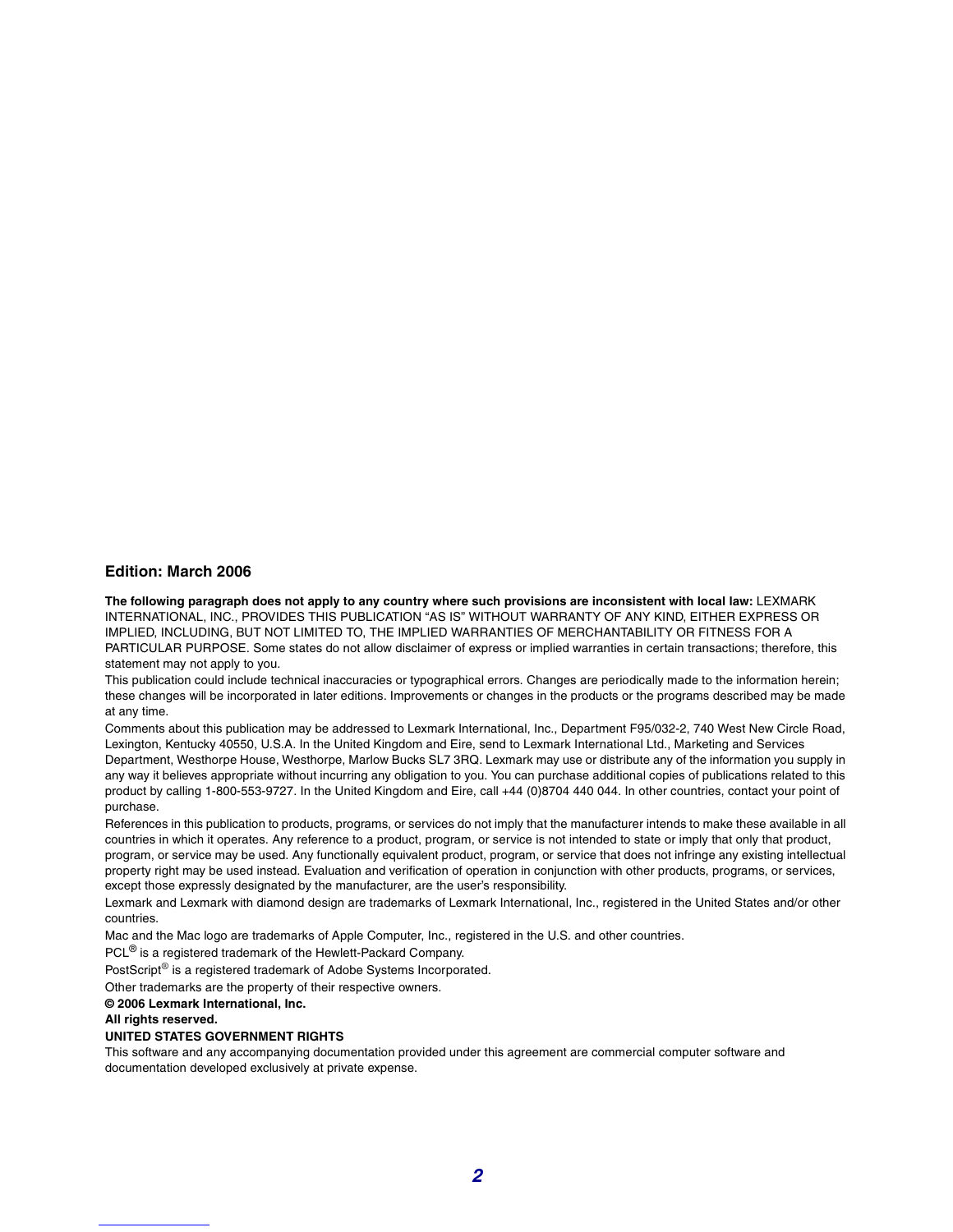### Edition: March 2006

**The following paragraph does not apply to any country where such provisions are inconsistent with local law:** LEXMARK INTERNATIONAL, INC., PROVIDES THIS PUBLICATION "AS IS" WITHOUT WARRANTY OF ANY KIND, EITHER EXPRESS OR IMPLIED, INCLUDING, BUT NOT LIMITED TO, THE IMPLIED WARRANTIES OF MERCHANTABILITY OR FITNESS FOR A PARTICULAR PURPOSE. Some states do not allow disclaimer of express or implied warranties in certain transactions; therefore, this statement may not apply to you.

This publication could include technical inaccuracies or typographical errors. Changes are periodically made to the information herein; these changes will be incorporated in later editions. Improvements or changes in the products or the programs described may be made at any time.

Comments about this publication may be addressed to Lexmark International, Inc., Department F95/032-2, 740 West New Circle Road, Lexington, Kentucky 40550, U.S.A. In the United Kingdom and Eire, send to Lexmark International Ltd., Marketing and Services Department, Westhorpe House, Westhorpe, Marlow Bucks SL7 3RQ. Lexmark may use or distribute any of the information you supply in any way it believes appropriate without incurring any obligation to you. You can purchase additional copies of publications related to this product by calling 1-800-553-9727. In the United Kingdom and Eire, call +44 (0)8704 440 044. In other countries, contact your point of purchase.

References in this publication to products, programs, or services do not imply that the manufacturer intends to make these available in all countries in which it operates. Any reference to a product, program, or service is not intended to state or imply that only that product, program, or service may be used. Any functionally equivalent product, program, or service that does not infringe any existing intellectual property right may be used instead. Evaluation and verification of operation in conjunction with other products, programs, or services, except those expressly designated by the manufacturer, are the user's responsibility.

Lexmark and Lexmark with diamond design are trademarks of Lexmark International, Inc., registered in the United States and/or other countries.

Mac and the Mac logo are trademarks of Apple Computer, Inc., registered in the U.S. and other countries.

PCL® is a registered trademark of the Hewlett-Packard Company.

PostScript® is a registered trademark of Adobe Systems Incorporated.

Other trademarks are the property of their respective owners.

**© 2006 Lexmark International, Inc.**

**All rights reserved.**

**UNITED STATES GOVERNMENT RIGHTS**

This software and any accompanying documentation provided under this agreement are commercial computer software and documentation developed exclusively at private expense.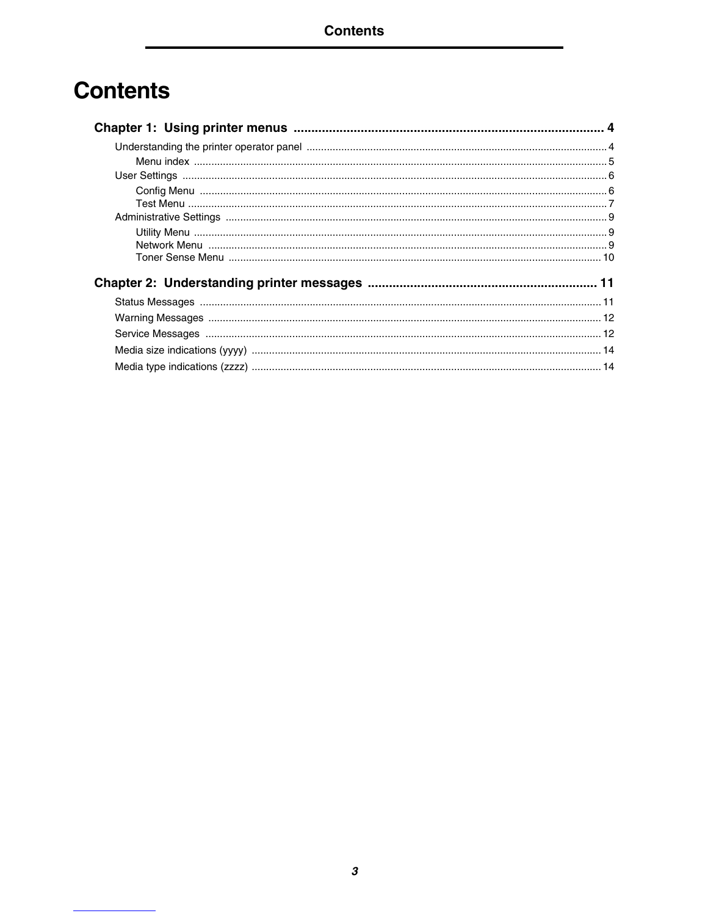# Contents

**Chapter 1: Using printer menus ....................................................................................... 4**

- Understanding the printer operator panel ....................................................................................... 4
  - Menu index ....................................................................................... 5
- User Settings ....................................................................................... 6
  - Config Menu ....................................................................................... 6
  - Test Menu ....................................................................................... 7
- Administrative Settings ....................................................................................... 9
  - Utility Menu ....................................................................................... 9
  - Network Menu ....................................................................................... 9
  - Toner Sense Menu ....................................................................................... 10

**Chapter 2: Understanding printer messages ................................................................ 11**

- Status Messages ....................................................................................... 11
- Warning Messages ....................................................................................... 12
- Service Messages ....................................................................................... 12
- Media size indications (yyyy) ....................................................................................... 14
- Media type indications (zzzz) ....................................................................................... 14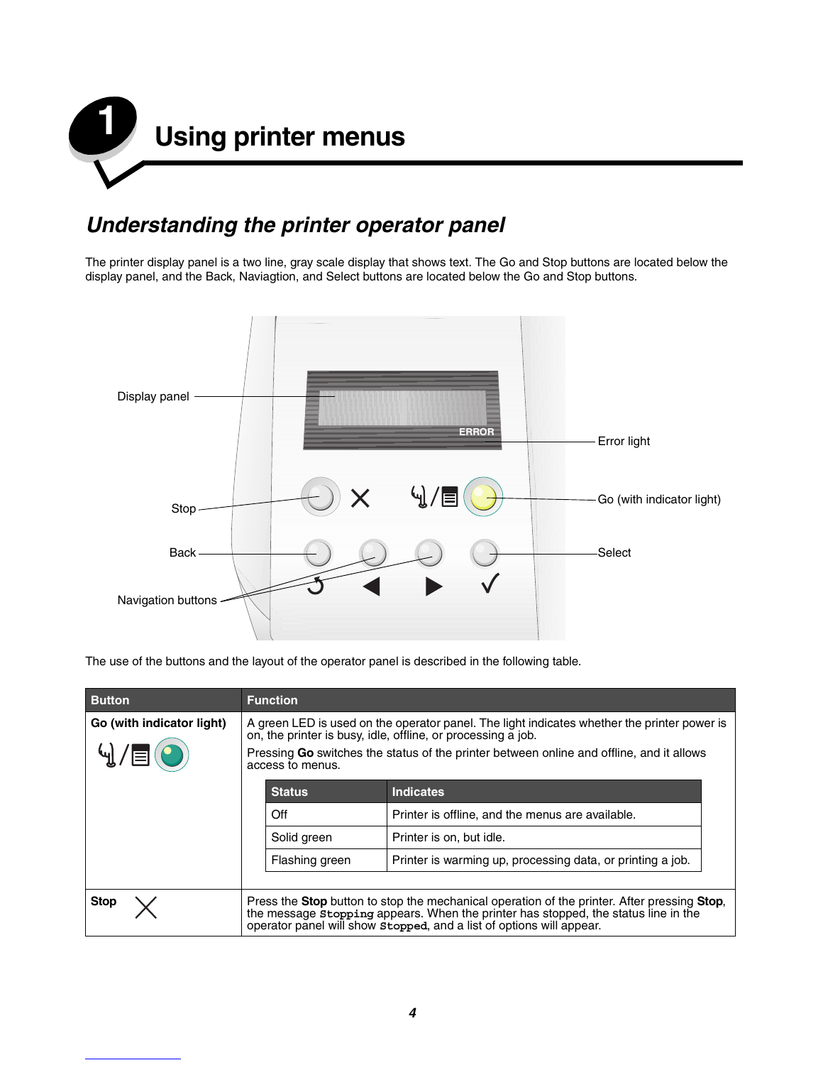# 1 Using printer menus

## Understanding the printer operator panel

The printer display panel is a two line, gray scale display that shows text. The Go and Stop buttons are located below the display panel, and the Back, Naviagtion, and Select buttons are located below the Go and Stop buttons.

Display panel

Error light

Stop

Go (with indicator light)

Back

Select

Navigation buttons

The use of the buttons and the layout of the operator panel is described in the following table.

| Button | Function |
|---|---|
| **Go (with indicator light)** | A green LED is used on the operator panel. The light indicates whether the printer power is on, the printer is busy, idle, offline, or processing a job.<br>Pressing **Go** switches the status of the printer between online and offline, and it allows access to menus.<br><br>**Status** / **Indicates**<br>Off — Printer is offline, and the menus are available.<br>Solid green — Printer is on, but idle.<br>Flashing green — Printer is warming up, processing data, or printing a job. |
| **Stop** | Press the **Stop** button to stop the mechanical operation of the printer. After pressing **Stop**, the message `Stopping` appears. When the printer has stopped, the status line in the operator panel will show `Stopped`, and a list of options will appear. |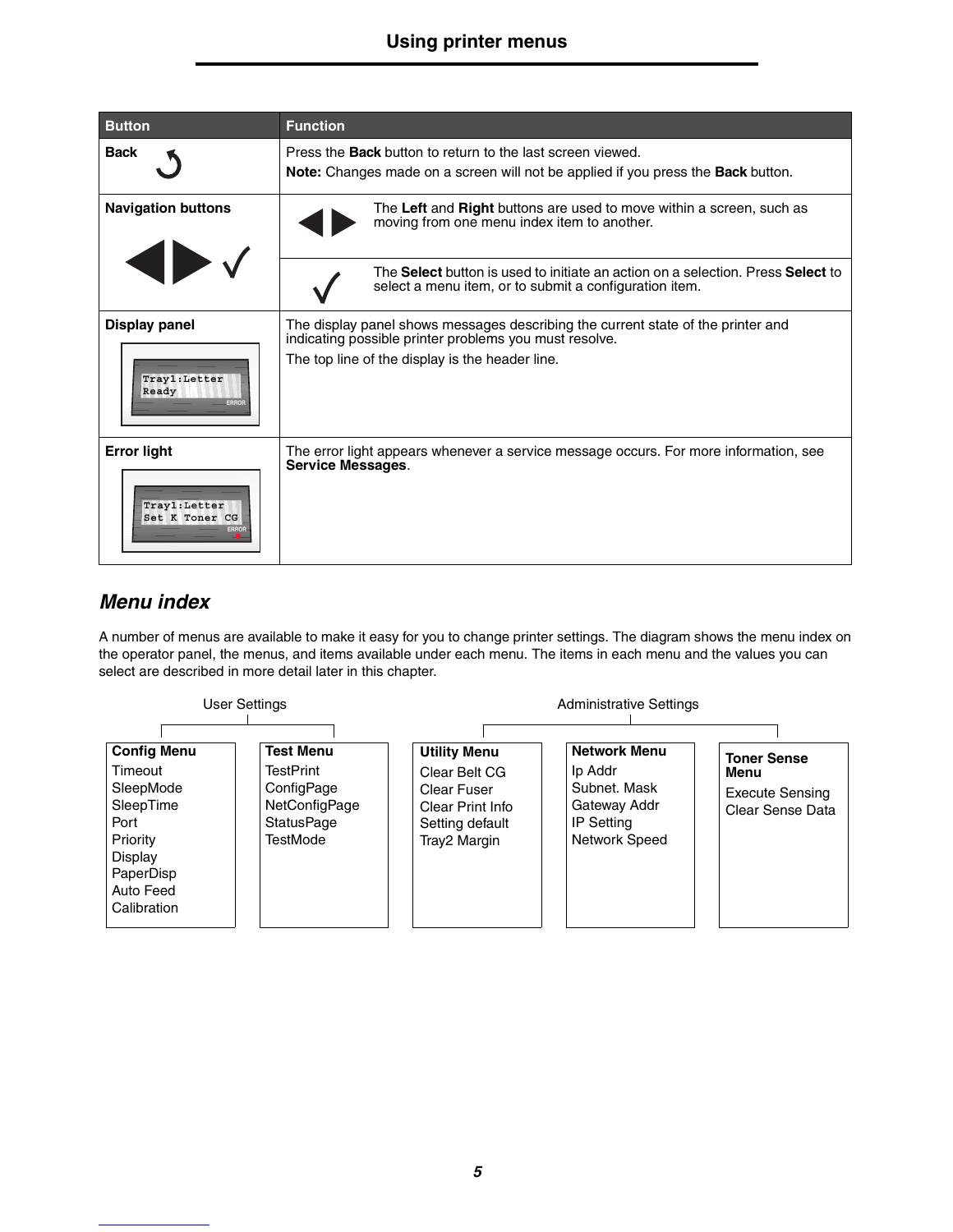| Button | Function |
| --- | --- |
| **Back** | Press the **Back** button to return to the last screen viewed.<br>**Note:** Changes made on a screen will not be applied if you press the **Back** button. |
| **Navigation buttons** | The **Left** and **Right** buttons are used to move within a screen, such as moving from one menu index item to another.<br>The **Select** button is used to initiate an action on a selection. Press **Select** to select a menu item, or to submit a configuration item. |
| **Display panel**<br>Tray1:Letter<br>Ready | The display panel shows messages describing the current state of the printer and indicating possible printer problems you must resolve.<br>The top line of the display is the header line. |
| **Error light**<br>Tray1:Letter<br>Set K Toner CG | The error light appears whenever a service message occurs. For more information, see **Service Messages**. |

## *Menu index*

A number of menus are available to make it easy for you to change printer settings. The diagram shows the menu index on the operator panel, the menus, and items available under each menu. The items in each menu and the values you can select are described in more detail later in this chapter.

| User Settings | | Administrative Settings | | |
| --- | --- | --- | --- | --- |
| **Config Menu** | **Test Menu** | **Utility Menu** | **Network Menu** | **Toner Sense Menu** |
| Timeout | TestPrint | Clear Belt CG | Ip Addr | Execute Sensing |
| SleepMode | ConfigPage | Clear Fuser | Subnet. Mask | Clear Sense Data |
| SleepTime | NetConfigPage | Clear Print Info | Gateway Addr | |
| Port | StatusPage | Setting default | IP Setting | |
| Priority | TestMode | Tray2 Margin | Network Speed | |
| Display | | | | |
| PaperDisp | | | | |
| Auto Feed | | | | |
| Calibration | | | | |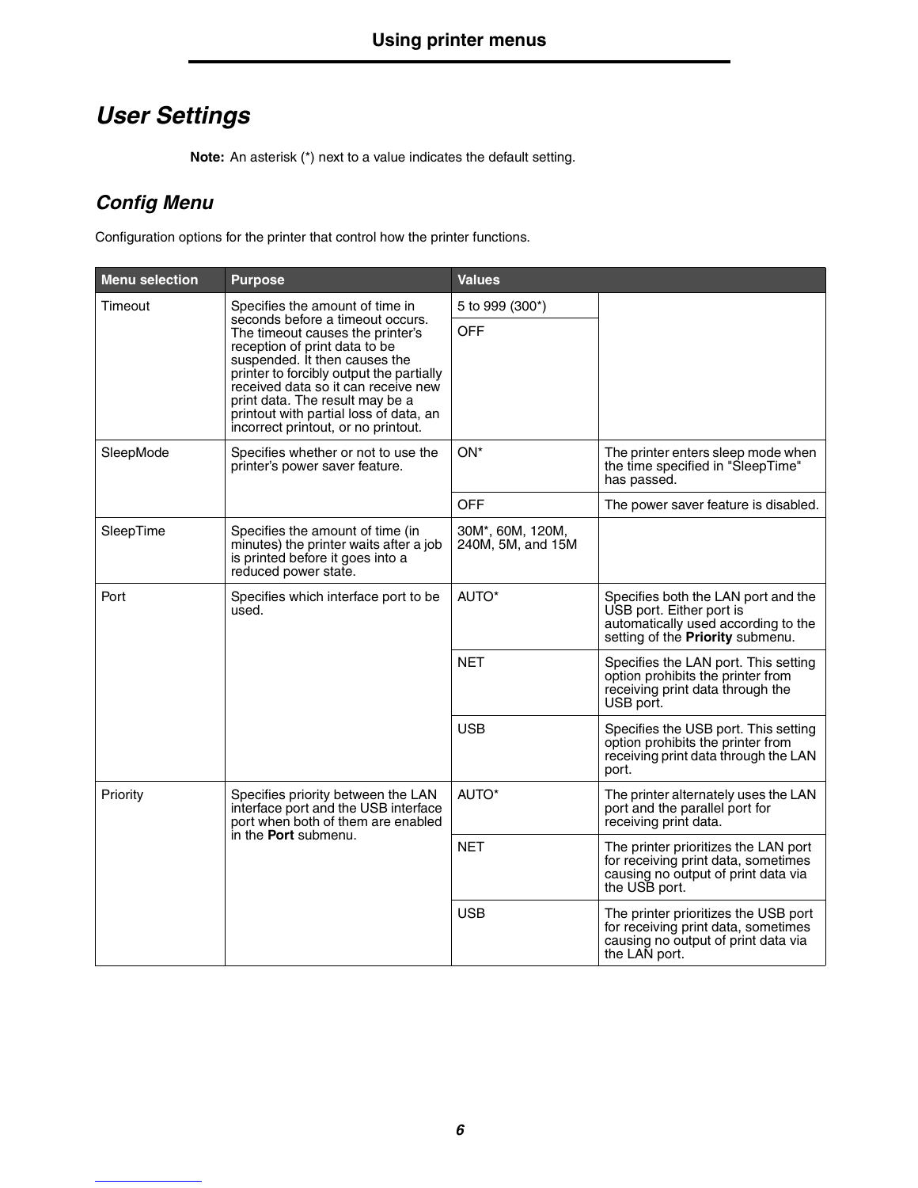# User Settings

**Note:** An asterisk (*) next to a value indicates the default setting.

## Config Menu

Configuration options for the printer that control how the printer functions.

| Menu selection | Purpose | Values | |
|---|---|---|---|
| Timeout | Specifies the amount of time in seconds before a timeout occurs. The timeout causes the printer's reception of print data to be suspended. It then causes the printer to forcibly output the partially received data so it can receive new print data. The result may be a printout with partial loss of data, an incorrect printout, or no printout. | 5 to 999 (300*) | |
| | | OFF | |
| SleepMode | Specifies whether or not to use the printer's power saver feature. | ON* | The printer enters sleep mode when the time specified in "SleepTime" has passed. |
| | | OFF | The power saver feature is disabled. |
| SleepTime | Specifies the amount of time (in minutes) the printer waits after a job is printed before it goes into a reduced power state. | 30M*, 60M, 120M, 240M, 5M, and 15M | |
| Port | Specifies which interface port to be used. | AUTO* | Specifies both the LAN port and the USB port. Either port is automatically used according to the setting of the **Priority** submenu. |
| | | NET | Specifies the LAN port. This setting option prohibits the printer from receiving print data through the USB port. |
| | | USB | Specifies the USB port. This setting option prohibits the printer from receiving print data through the LAN port. |
| Priority | Specifies priority between the LAN interface port and the USB interface port when both of them are enabled in the **Port** submenu. | AUTO* | The printer alternately uses the LAN port and the parallel port for receiving print data. |
| | | NET | The printer prioritizes the LAN port for receiving print data, sometimes causing no output of print data via the USB port. |
| | | USB | The printer prioritizes the USB port for receiving print data, sometimes causing no output of print data via the LAN port. |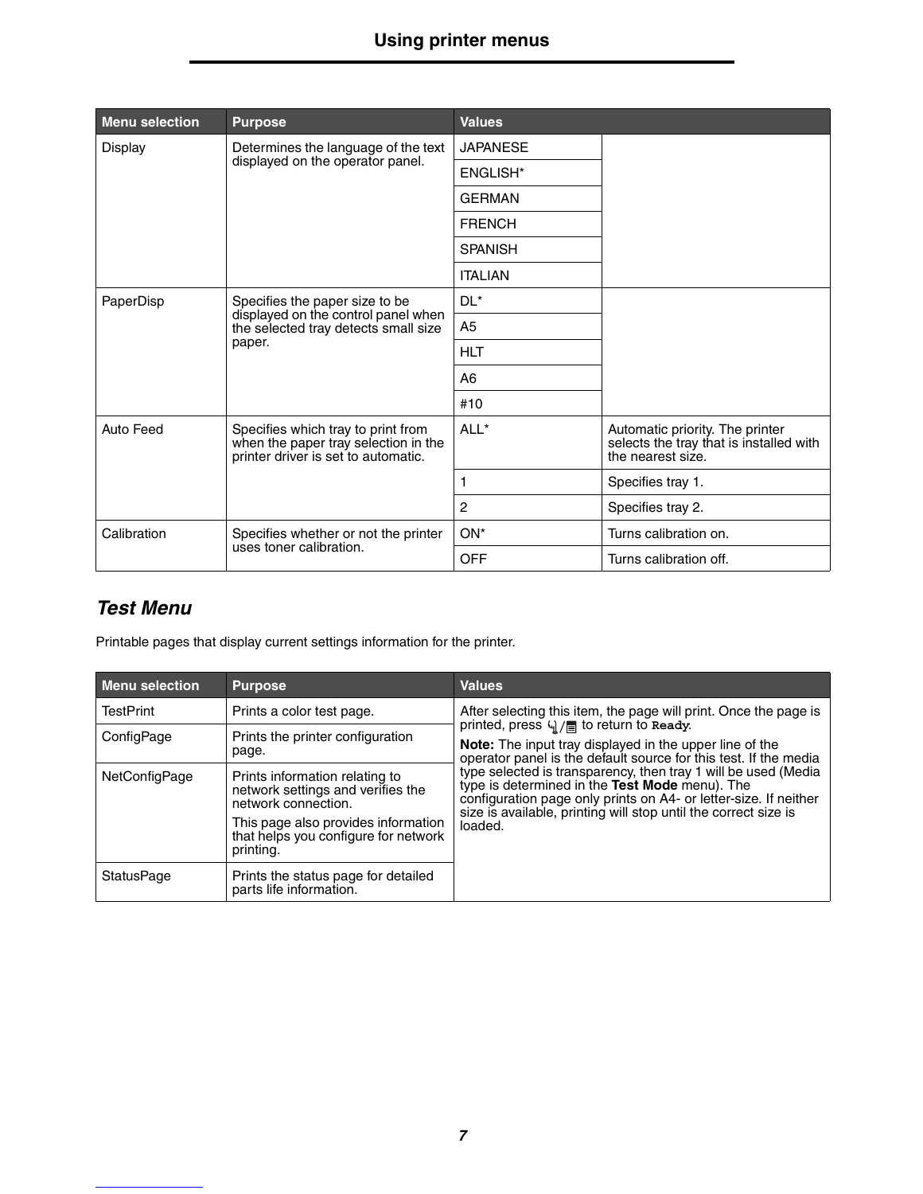| Menu selection | Purpose | Values | |
|---|---|---|---|
| Display | Determines the language of the text displayed on the operator panel. | JAPANESE | |
| | | ENGLISH* | |
| | | GERMAN | |
| | | FRENCH | |
| | | SPANISH | |
| | | ITALIAN | |
| PaperDisp | Specifies the paper size to be displayed on the control panel when the selected tray detects small size paper. | DL* | |
| | | A5 | |
| | | HLT | |
| | | A6 | |
| | | #10 | |
| Auto Feed | Specifies which tray to print from when the paper tray selection in the printer driver is set to automatic. | ALL* | Automatic priority. The printer selects the tray that is installed with the nearest size. |
| | | 1 | Specifies tray 1. |
| | | 2 | Specifies tray 2. |
| Calibration | Specifies whether or not the printer uses toner calibration. | ON* | Turns calibration on. |
| | | OFF | Turns calibration off. |

## *Test Menu*

Printable pages that display current settings information for the printer.

| Menu selection | Purpose | Values |
|---|---|---|
| TestPrint | Prints a color test page. | After selecting this item, the page will print. Once the page is printed, press ⏻/▤ to return to `Ready`.<br>**Note:** The input tray displayed in the upper line of the operator panel is the default source for this test. If the media type selected is transparency, then tray 1 will be used (Media type is determined in the **Test Mode** menu). The configuration page only prints on A4- or letter-size. If neither size is available, printing will stop until the correct size is loaded. |
| ConfigPage | Prints the printer configuration page. | |
| NetConfigPage | Prints information relating to network settings and verifies the network connection.<br>This page also provides information that helps you configure for network printing. | |
| StatusPage | Prints the status page for detailed parts life information. | |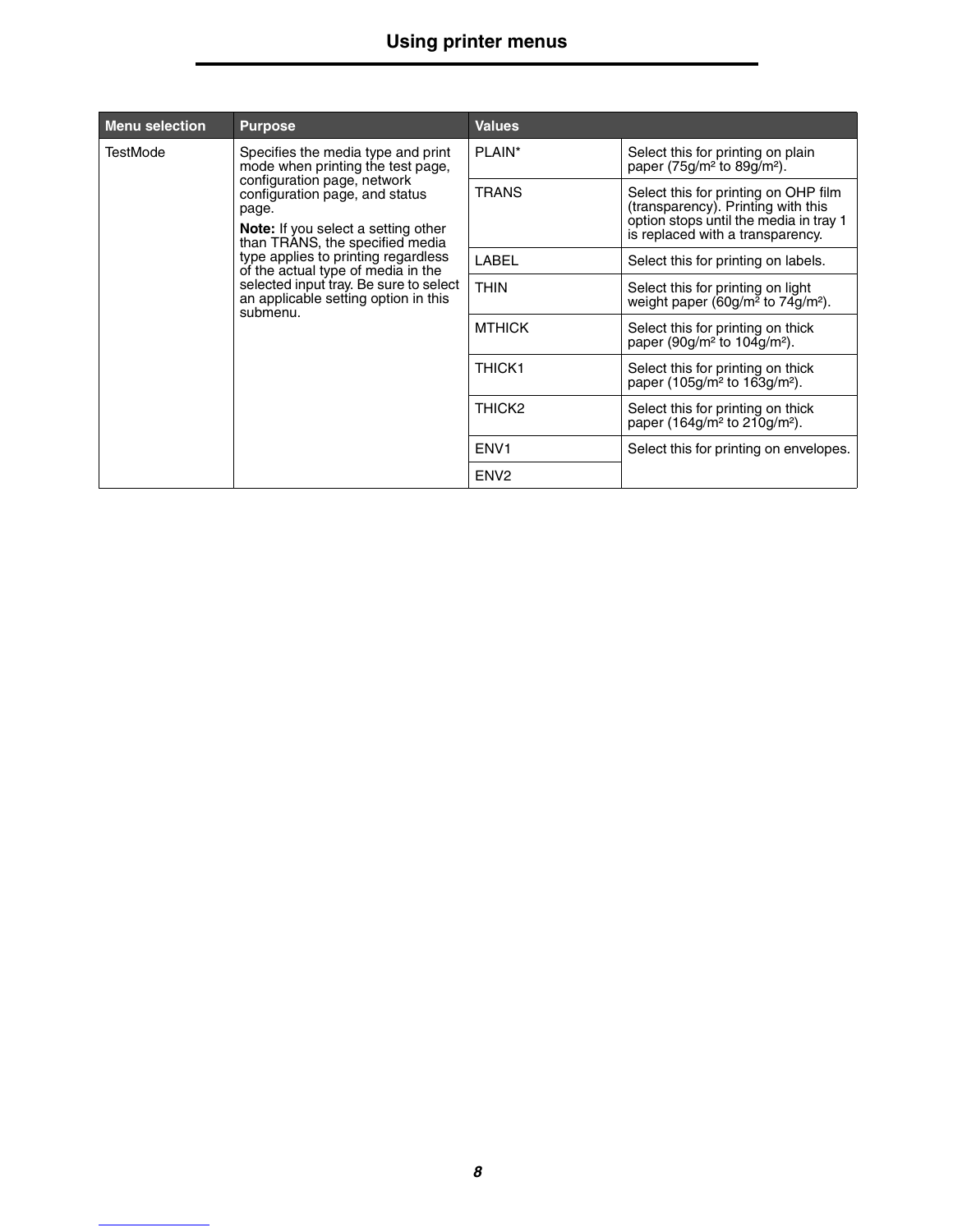| Menu selection | Purpose | Values | |
|---|---|---|---|
| TestMode | Specifies the media type and print mode when printing the test page, configuration page, network configuration page, and status page.<br>**Note:** If you select a setting other than TRANS, the specified media type applies to printing regardless of the actual type of media in the selected input tray. Be sure to select an applicable setting option in this submenu. | PLAIN* | Select this for printing on plain paper (75g/m² to 89g/m²). |
| | | TRANS | Select this for printing on OHP film (transparency). Printing with this option stops until the media in tray 1 is replaced with a transparency. |
| | | LABEL | Select this for printing on labels. |
| | | THIN | Select this for printing on light weight paper (60g/m² to 74g/m²). |
| | | MTHICK | Select this for printing on thick paper (90g/m² to 104g/m²). |
| | | THICK1 | Select this for printing on thick paper (105g/m² to 163g/m²). |
| | | THICK2 | Select this for printing on thick paper (164g/m² to 210g/m²). |
| | | ENV1 | Select this for printing on envelopes. |
| | | ENV2 | |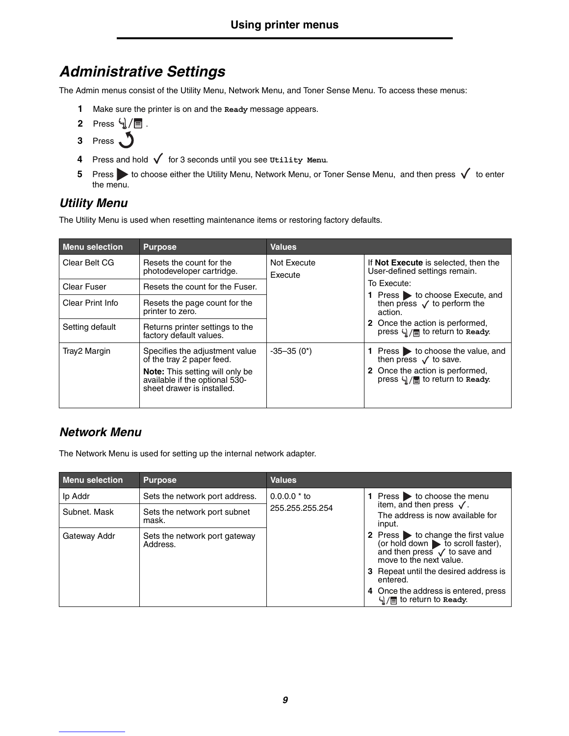## Administrative Settings

The Admin menus consist of the Utility Menu, Network Menu, and Toner Sense Menu. To access these menus:

1. Make sure the printer is on and the **Ready** message appears.
2. Press ⚙/☰ .
3. Press ↺
4. Press and hold ✓ for 3 seconds until you see **Utility Menu**.
5. Press ▶ to choose either the Utility Menu, Network Menu, or Toner Sense Menu, and then press ✓ to enter the menu.

### Utility Menu

The Utility Menu is used when resetting maintenance items or restoring factory defaults.

| Menu selection | Purpose | Values | |
|---|---|---|---|
| Clear Belt CG | Resets the count for the photodeveloper cartridge. | Not Execute<br>Execute | If **Not Execute** is selected, then the User-defined settings remain.<br>To Execute:<br>1 Press ▶ to choose Execute, and then press ✓ to perform the action.<br>2 Once the action is performed, press ⚙/☰ to return to **Ready**. |
| Clear Fuser | Resets the count for the Fuser. | | |
| Clear Print Info | Resets the page count for the printer to zero. | | |
| Setting default | Returns printer settings to the factory default values. | | |
| Tray2 Margin | Specifies the adjustment value of the tray 2 paper feed.<br>**Note:** This setting will only be available if the optional 530-sheet drawer is installed. | -35–35 (0*) | 1 Press ▶ to choose the value, and then press ✓ to save.<br>2 Once the action is performed, press ⚙/☰ to return to **Ready**. |

### Network Menu

The Network Menu is used for setting up the internal network adapter.

| Menu selection | Purpose | Values | |
|---|---|---|---|
| Ip Addr | Sets the network port address. | 0.0.0.0 * to<br>255.255.255.254 | 1 Press ▶ to choose the menu item, and then press ✓.<br>The address is now available for input.<br>2 Press ▶ to change the first value (or hold down ▶ to scroll faster), and then press ✓ to save and move to the next value.<br>3 Repeat until the desired address is entered.<br>4 Once the address is entered, press ⚙/☰ to return to **Ready**. |
| Subnet. Mask | Sets the network port subnet mask. | | |
| Gateway Addr | Sets the network port gateway Address. | | |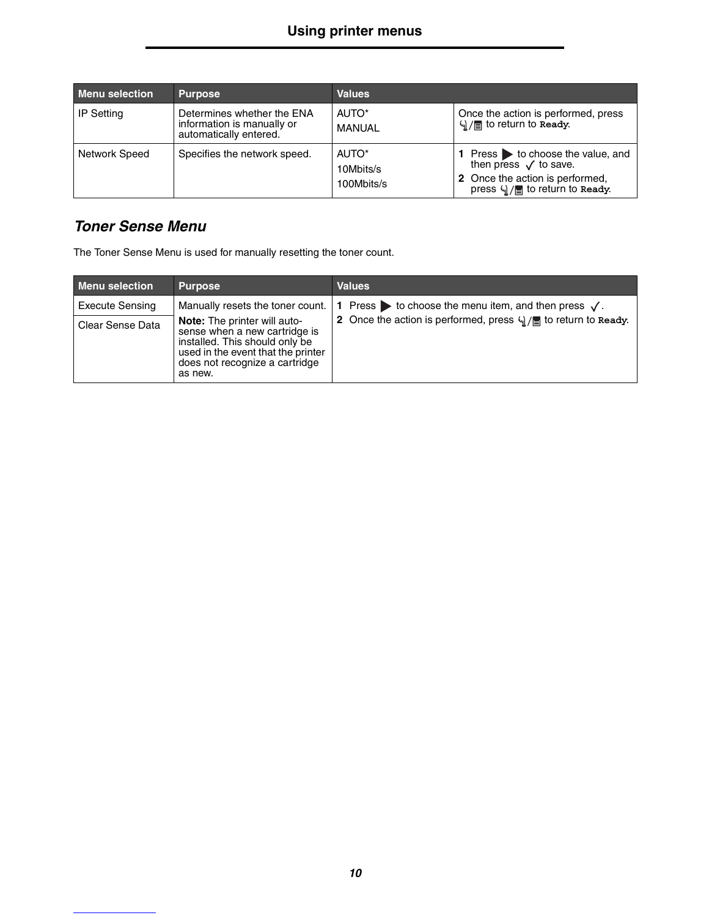| Menu selection | Purpose | Values | |
|---|---|---|---|
| IP Setting | Determines whether the ENA information is manually or automatically entered. | AUTO*<br>MANUAL | Once the action is performed, press ↺/▤ to return to **Ready**. |
| Network Speed | Specifies the network speed. | AUTO*<br>10Mbits/s<br>100Mbits/s | **1** Press ▶ to choose the value, and then press ✓ to save.<br>**2** Once the action is performed, press ↺/▤ to return to **Ready**. |

## *Toner Sense Menu*

The Toner Sense Menu is used for manually resetting the toner count.

| Menu selection | Purpose | Values |
|---|---|---|
| Execute Sensing | Manually resets the toner count.<br>**Note:** The printer will auto-sense when a new cartridge is installed. This should only be used in the event that the printer does not recognize a cartridge as new. | **1** Press ▶ to choose the menu item, and then press ✓.<br>**2** Once the action is performed, press ↺/▤ to return to **Ready**. |
| Clear Sense Data | | |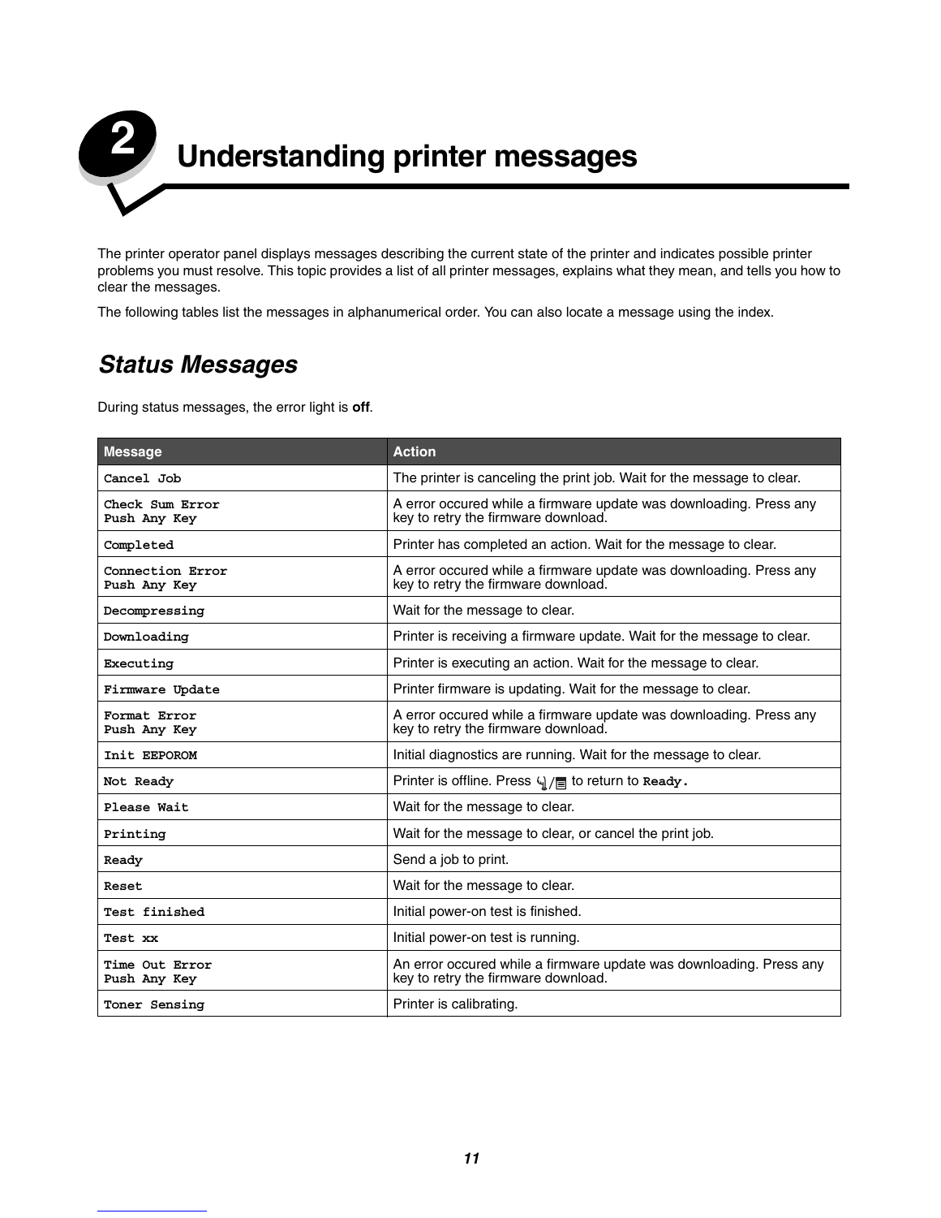# 2 Understanding printer messages

The printer operator panel displays messages describing the current state of the printer and indicates possible printer problems you must resolve. This topic provides a list of all printer messages, explains what they mean, and tells you how to clear the messages.

The following tables list the messages in alphanumerical order. You can also locate a message using the index.

## *Status Messages*

During status messages, the error light is **off**.

| Message | Action |
|---|---|
| `Cancel Job` | The printer is canceling the print job. Wait for the message to clear. |
| `Check Sum Error`<br>`Push Any Key` | A error occured while a firmware update was downloading. Press any key to retry the firmware download. |
| `Completed` | Printer has completed an action. Wait for the message to clear. |
| `Connection Error`<br>`Push Any Key` | A error occured while a firmware update was downloading. Press any key to retry the firmware download. |
| `Decompressing` | Wait for the message to clear. |
| `Downloading` | Printer is receiving a firmware update. Wait for the message to clear. |
| `Executing` | Printer is executing an action. Wait for the message to clear. |
| `Firmware Update` | Printer firmware is updating. Wait for the message to clear. |
| `Format Error`<br>`Push Any Key` | A error occured while a firmware update was downloading. Press any key to retry the firmware download. |
| `Init EEPOROM` | Initial diagnostics are running. Wait for the message to clear. |
| `Not Ready` | Printer is offline. Press ⚙/▤ to return to **`Ready.`** |
| `Please Wait` | Wait for the message to clear. |
| `Printing` | Wait for the message to clear, or cancel the print job. |
| `Ready` | Send a job to print. |
| `Reset` | Wait for the message to clear. |
| `Test finished` | Initial power-on test is finished. |
| `Test xx` | Initial power-on test is running. |
| `Time Out Error`<br>`Push Any Key` | An error occured while a firmware update was downloading. Press any key to retry the firmware download. |
| `Toner Sensing` | Printer is calibrating. |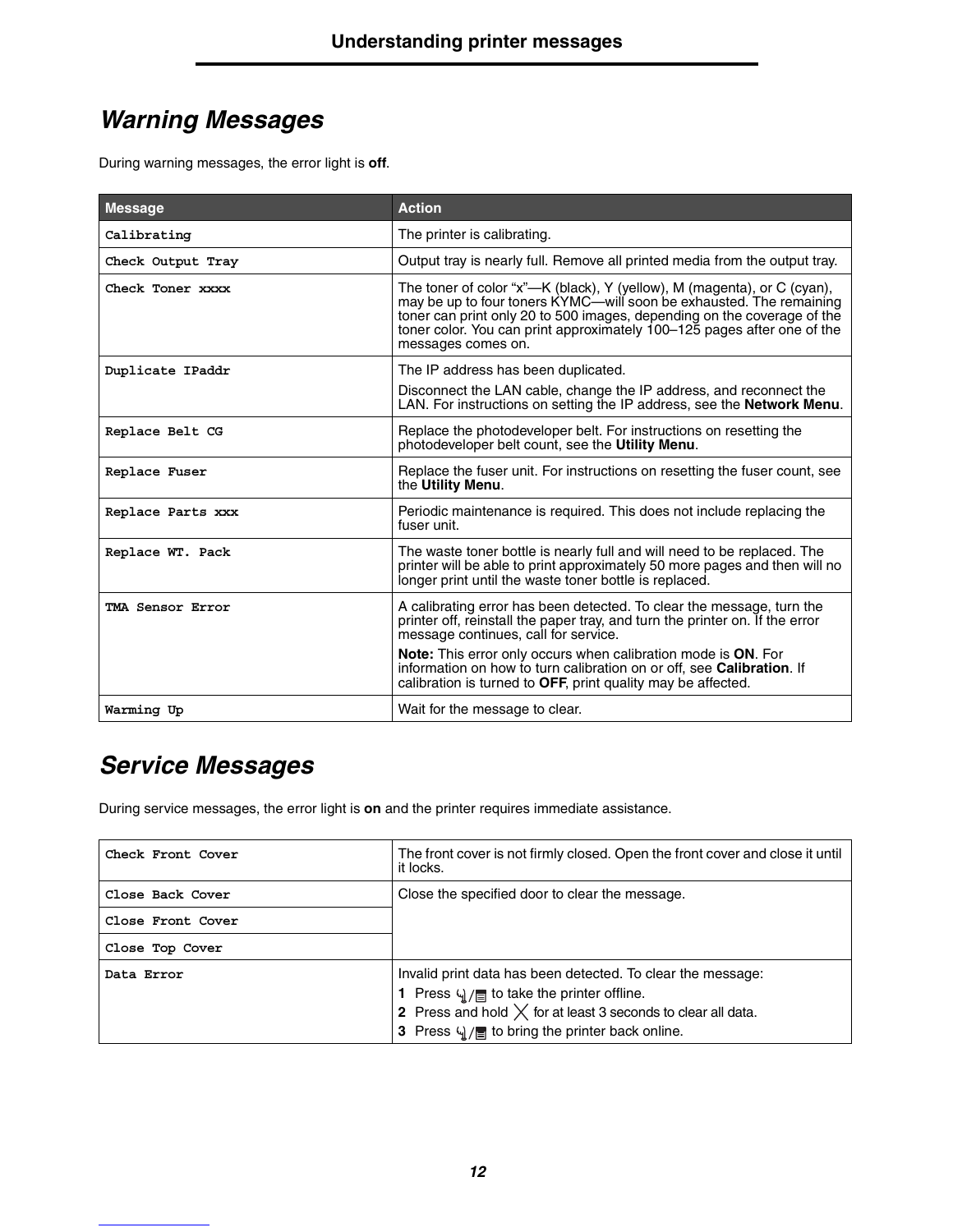## Warning Messages

During warning messages, the error light is **off**.

| Message | Action |
|---|---|
| `Calibrating` | The printer is calibrating. |
| `Check Output Tray` | Output tray is nearly full. Remove all printed media from the output tray. |
| `Check Toner xxxx` | The toner of color "x"—K (black), Y (yellow), M (magenta), or C (cyan), may be up to four toners KYMC—will soon be exhausted. The remaining toner can print only 20 to 500 images, depending on the coverage of the toner color. You can print approximately 100–125 pages after one of the messages comes on. |
| `Duplicate IPaddr` | The IP address has been duplicated.<br>Disconnect the LAN cable, change the IP address, and reconnect the LAN. For instructions on setting the IP address, see the **Network Menu**. |
| `Replace Belt CG` | Replace the photodeveloper belt. For instructions on resetting the photodeveloper belt count, see the **Utility Menu**. |
| `Replace Fuser` | Replace the fuser unit. For instructions on resetting the fuser count, see the **Utility Menu**. |
| `Replace Parts xxx` | Periodic maintenance is required. This does not include replacing the fuser unit. |
| `Replace WT. Pack` | The waste toner bottle is nearly full and will need to be replaced. The printer will be able to print approximately 50 more pages and then will no longer print until the waste toner bottle is replaced. |
| `TMA Sensor Error` | A calibrating error has been detected. To clear the message, turn the printer off, reinstall the paper tray, and turn the printer on. If the error message continues, call for service.<br>**Note:** This error only occurs when calibration mode is **ON**. For information on how to turn calibration on or off, see **Calibration**. If calibration is turned to **OFF**, print quality may be affected. |
| `Warming Up` | Wait for the message to clear. |

## Service Messages

During service messages, the error light is **on** and the printer requires immediate assistance.

| Message | Action |
|---|---|
| `Check Front Cover` | The front cover is not firmly closed. Open the front cover and close it until it locks. |
| `Close Back Cover` | Close the specified door to clear the message. |
| `Close Front Cover` | |
| `Close Top Cover` | |
| `Data Error` | Invalid print data has been detected. To clear the message:<br>**1** Press (Online/Menu) to take the printer offline.<br>**2** Press and hold (Cancel) for at least 3 seconds to clear all data.<br>**3** Press (Online/Menu) to bring the printer back online. |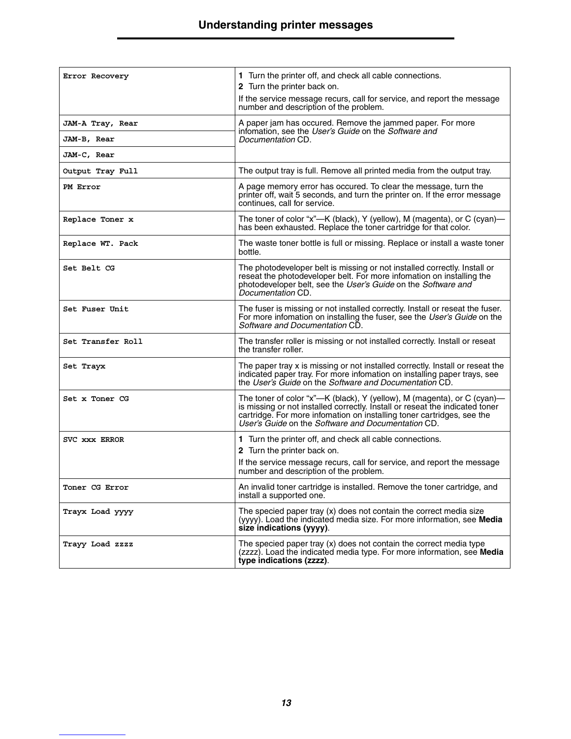| | |
|---|---|
| `Error Recovery` | **1** Turn the printer off, and check all cable connections.<br>**2** Turn the printer back on.<br>If the service message recurs, call for service, and report the message number and description of the problem. |
| `JAM-A Tray, Rear` | A paper jam has occured. Remove the jammed paper. For more infomation, see the *User's Guide* on the *Software and Documentation* CD. |
| `JAM-B, Rear` | |
| `JAM-C, Rear` | |
| `Output Tray Full` | The output tray is full. Remove all printed media from the output tray. |
| `PM Error` | A page memory error has occured. To clear the message, turn the printer off, wait 5 seconds, and turn the printer on. If the error message continues, call for service. |
| `Replace Toner x` | The toner of color "x"—K (black), Y (yellow), M (magenta), or C (cyan)—has been exhausted. Replace the toner cartridge for that color. |
| `Replace WT. Pack` | The waste toner bottle is full or missing. Replace or install a waste toner bottle. |
| `Set Belt CG` | The photodeveloper belt is missing or not installed correctly. Install or reseat the photodeveloper belt. For more infomation on installing the photodeveloper belt, see the *User's Guide* on the *Software and Documentation* CD. |
| `Set Fuser Unit` | The fuser is missing or not installed correctly. Install or reseat the fuser. For more infomation on installing the fuser, see the *User's Guide* on the *Software and Documentation* CD. |
| `Set Transfer Roll` | The transfer roller is missing or not installed correctly. Install or reseat the transfer roller. |
| `Set Trayx` | The paper tray x is missing or not installed correctly. Install or reseat the indicated paper tray. For more infomation on installing paper trays, see the *User's Guide* on the *Software and Documentation* CD. |
| `Set x Toner CG` | The toner of color "x"—K (black), Y (yellow), M (magenta), or C (cyan)—is missing or not installed correctly. Install or reseat the indicated toner cartridge. For more infomation on installing toner cartridges, see the *User's Guide* on the *Software and Documentation* CD. |
| `SVC xxx ERROR` | **1** Turn the printer off, and check all cable connections.<br>**2** Turn the printer back on.<br>If the service message recurs, call for service, and report the message number and description of the problem. |
| `Toner CG Error` | An invalid toner cartridge is installed. Remove the toner cartridge, and install a supported one. |
| `Trayx Load yyyy` | The specied paper tray (x) does not contain the correct media size (yyyy). Load the indicated media size. For more information, see **Media size indications (yyyy)**. |
| `Trayy Load zzzz` | The specied paper tray (x) does not contain the correct media type (zzzz). Load the indicated media type. For more information, see **Media type indications (zzzz)**. |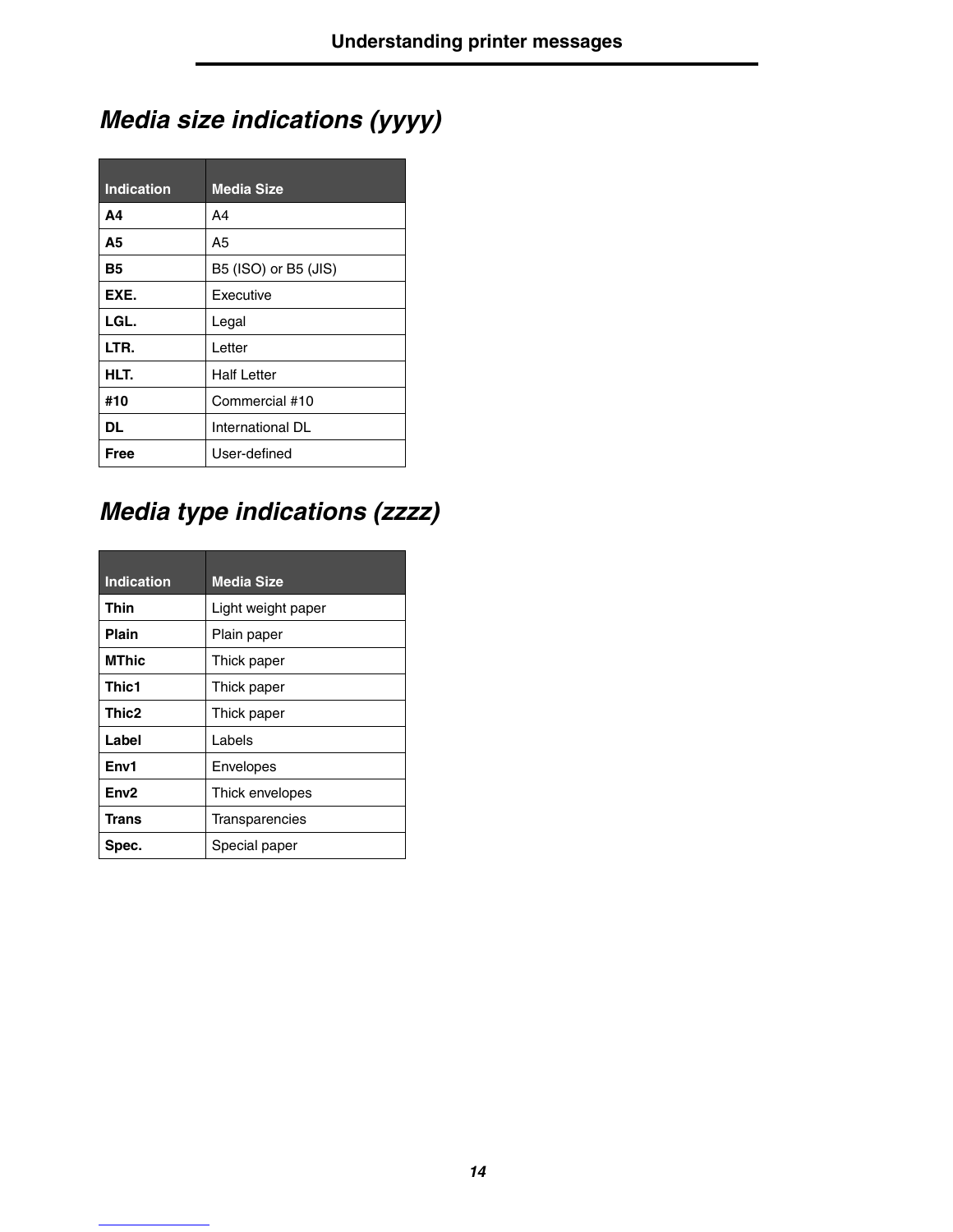## *Media size indications (yyyy)*

| Indication | Media Size |
|---|---|
| **A4** | A4 |
| **A5** | A5 |
| **B5** | B5 (ISO) or B5 (JIS) |
| **EXE.** | Executive |
| **LGL.** | Legal |
| **LTR.** | Letter |
| **HLT.** | Half Letter |
| **#10** | Commercial #10 |
| **DL** | International DL |
| **Free** | User-defined |

## *Media type indications (zzzz)*

| Indication | Media Size |
|---|---|
| **Thin** | Light weight paper |
| **Plain** | Plain paper |
| **MThic** | Thick paper |
| **Thic1** | Thick paper |
| **Thic2** | Thick paper |
| **Label** | Labels |
| **Env1** | Envelopes |
| **Env2** | Thick envelopes |
| **Trans** | Transparencies |
| **Spec.** | Special paper |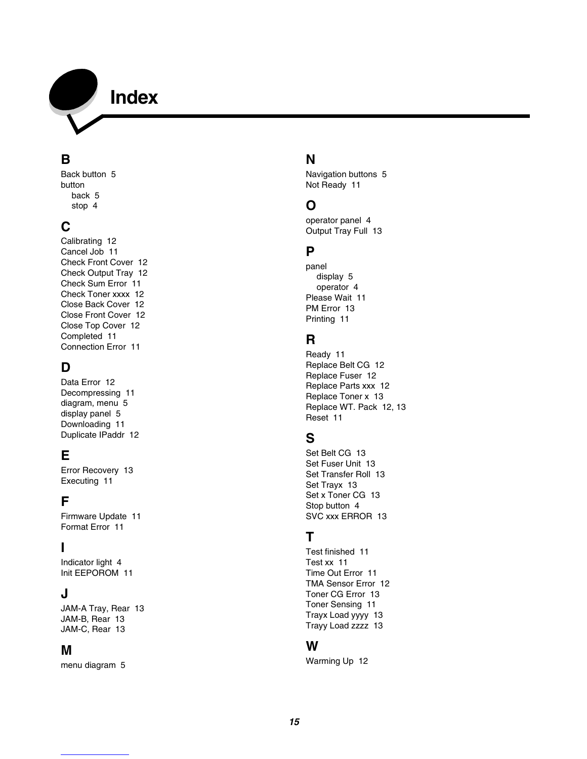# Index

## B

Back button 5
button
  back 5
  stop 4

## C

Calibrating 12
Cancel Job 11
Check Front Cover 12
Check Output Tray 12
Check Sum Error 11
Check Toner xxxx 12
Close Back Cover 12
Close Front Cover 12
Close Top Cover 12
Completed 11
Connection Error 11

## D

Data Error 12
Decompressing 11
diagram, menu 5
display panel 5
Downloading 11
Duplicate IPaddr 12

## E

Error Recovery 13
Executing 11

## F

Firmware Update 11
Format Error 11

## I

Indicator light 4
Init EEPOROM 11

## J

JAM-A Tray, Rear 13
JAM-B, Rear 13
JAM-C, Rear 13

## M

menu diagram 5

## N

Navigation buttons 5
Not Ready 11

## O

operator panel 4
Output Tray Full 13

## P

panel
  display 5
  operator 4
Please Wait 11
PM Error 13
Printing 11

## R

Ready 11
Replace Belt CG 12
Replace Fuser 12
Replace Parts xxx 12
Replace Toner x 13
Replace WT. Pack 12, 13
Reset 11

## S

Set Belt CG 13
Set Fuser Unit 13
Set Transfer Roll 13
Set Trayx 13
Set x Toner CG 13
Stop button 4
SVC xxx ERROR 13

## T

Test finished 11
Test xx 11
Time Out Error 11
TMA Sensor Error 12
Toner CG Error 13
Toner Sensing 11
Trayx Load yyyy 13
Trayy Load zzzz 13

## W

Warming Up 12